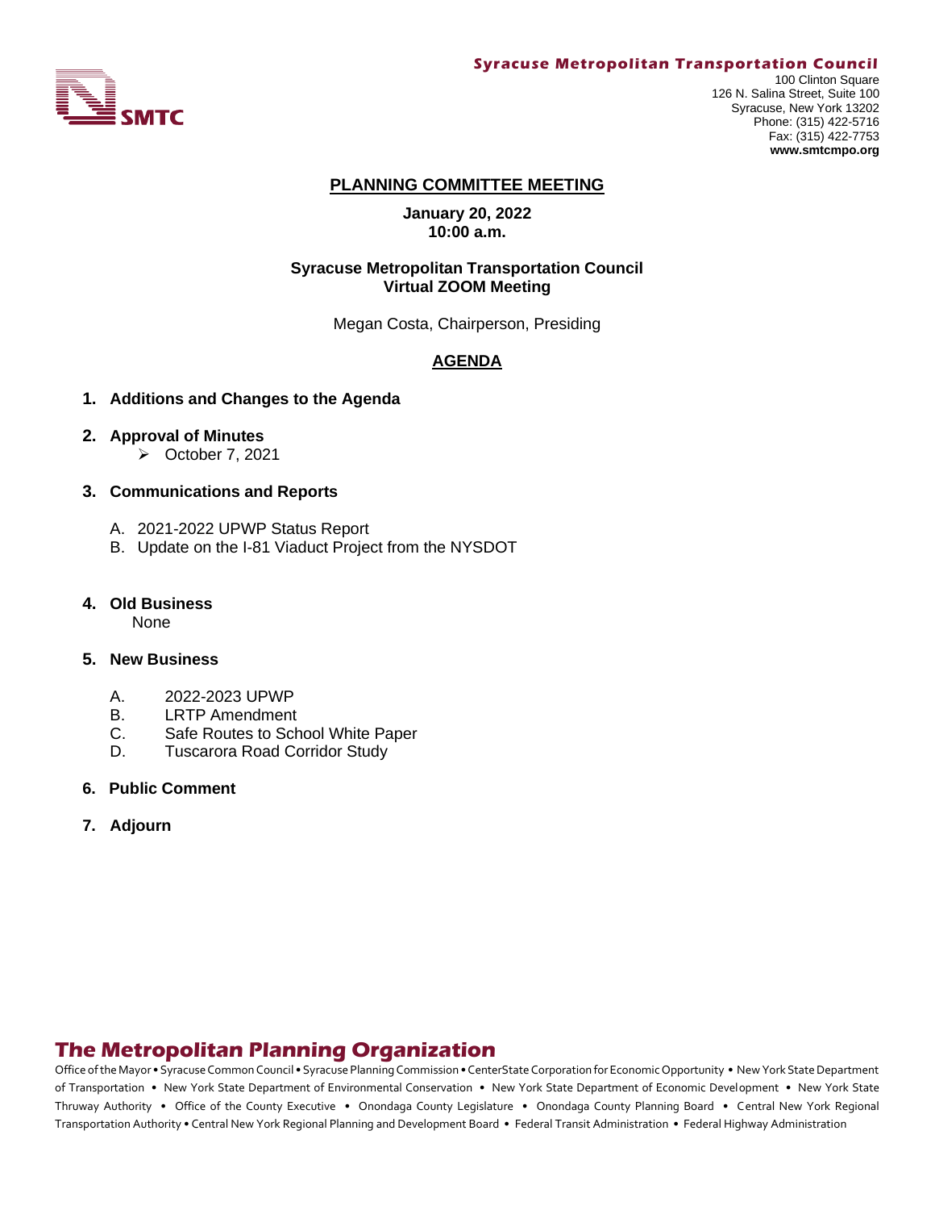**Syracuse Metropolitan Transportation Council**

100 Clinton Square
126 N. Salina Street, Suite 100
Syracuse, New York 13202
Phone: (315) 422-5716
Fax: (315) 422-7753
**www.smtcmpo.org**

# PLANNING COMMITTEE MEETING

**January 20, 2022**
**10:00 a.m.**

**Syracuse Metropolitan Transportation Council**
**Virtual ZOOM Meeting**

Megan Costa, Chairperson, Presiding

## AGENDA

1. **Additions and Changes to the Agenda**

2. **Approval of Minutes**
   - October 7, 2021

3. **Communications and Reports**

   A. 2021-2022 UPWP Status Report
   B. Update on the I-81 Viaduct Project from the NYSDOT

4. **Old Business**
   None

5. **New Business**

   A. 2022-2023 UPWP
   B. LRTP Amendment
   C. Safe Routes to School White Paper
   D. Tuscarora Road Corridor Study

6. **Public Comment**

7. **Adjourn**

## The Metropolitan Planning Organization

Office of the Mayor • Syracuse Common Council • Syracuse Planning Commission • CenterState Corporation for Economic Opportunity • New York State Department of Transportation • New York State Department of Environmental Conservation • New York State Department of Economic Development • New York State Thruway Authority • Office of the County Executive • Onondaga County Legislature • Onondaga County Planning Board • Central New York Regional Transportation Authority • Central New York Regional Planning and Development Board • Federal Transit Administration • Federal Highway Administration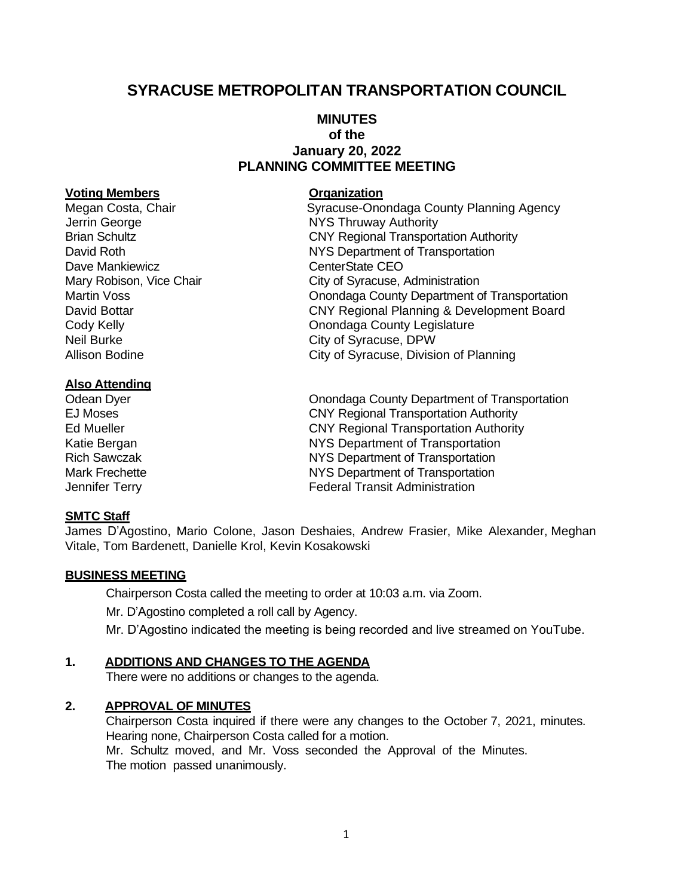# SYRACUSE METROPOLITAN TRANSPORTATION COUNCIL

## MINUTES
### of the
### January 20, 2022
### PLANNING COMMITTEE MEETING

| **Voting Members** | **Organization** |
|---|---|
| Megan Costa, Chair | Syracuse-Onondaga County Planning Agency |
| Jerrin George | NYS Thruway Authority |
| Brian Schultz | CNY Regional Transportation Authority |
| David Roth | NYS Department of Transportation |
| Dave Mankiewicz | CenterState CEO |
| Mary Robison, Vice Chair | City of Syracuse, Administration |
| Martin Voss | Onondaga County Department of Transportation |
| David Bottar | CNY Regional Planning & Development Board |
| Cody Kelly | Onondaga County Legislature |
| Neil Burke | City of Syracuse, DPW |
| Allison Bodine | City of Syracuse, Division of Planning |

| **Also Attending** | |
|---|---|
| Odean Dyer | Onondaga County Department of Transportation |
| EJ Moses | CNY Regional Transportation Authority |
| Ed Mueller | CNY Regional Transportation Authority |
| Katie Bergan | NYS Department of Transportation |
| Rich Sawczak | NYS Department of Transportation |
| Mark Frechette | NYS Department of Transportation |
| Jennifer Terry | Federal Transit Administration |

**SMTC Staff**

James D'Agostino, Mario Colone, Jason Deshaies, Andrew Frasier, Mike Alexander, Meghan Vitale, Tom Bardenett, Danielle Krol, Kevin Kosakowski

**BUSINESS MEETING**

Chairperson Costa called the meeting to order at 10:03 a.m. via Zoom.

Mr. D'Agostino completed a roll call by Agency.

Mr. D'Agostino indicated the meeting is being recorded and live streamed on YouTube.

**1. ADDITIONS AND CHANGES TO THE AGENDA**

There were no additions or changes to the agenda.

**2. APPROVAL OF MINUTES**

Chairperson Costa inquired if there were any changes to the October 7, 2021, minutes. Hearing none, Chairperson Costa called for a motion.

Mr. Schultz moved, and Mr. Voss seconded the Approval of the Minutes.

The motion passed unanimously.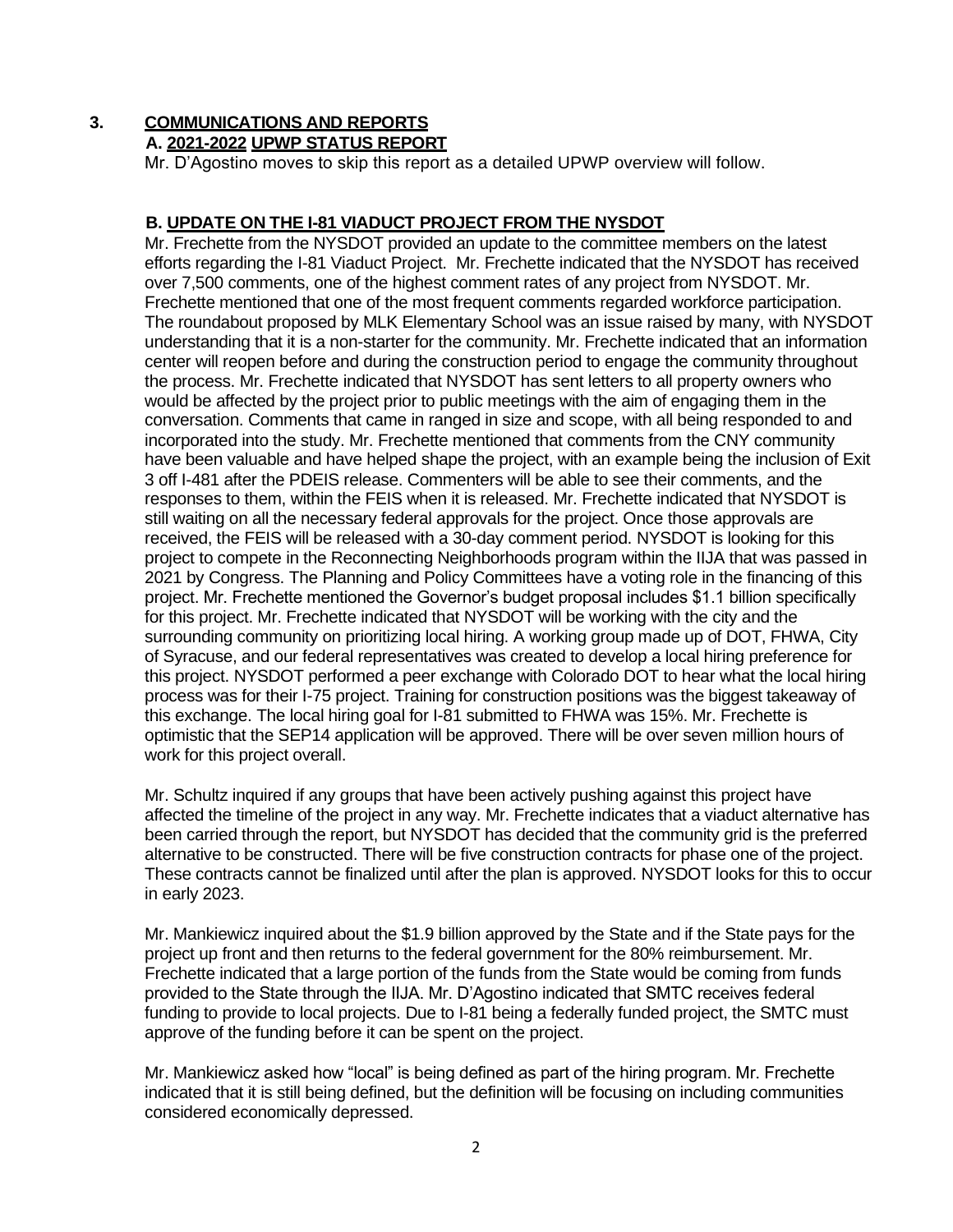## 3. COMMUNICATIONS AND REPORTS

### A. 2021-2022 UPWP STATUS REPORT

Mr. D'Agostino moves to skip this report as a detailed UPWP overview will follow.

### B. UPDATE ON THE I-81 VIADUCT PROJECT FROM THE NYSDOT

Mr. Frechette from the NYSDOT provided an update to the committee members on the latest efforts regarding the I-81 Viaduct Project. Mr. Frechette indicated that the NYSDOT has received over 7,500 comments, one of the highest comment rates of any project from NYSDOT. Mr. Frechette mentioned that one of the most frequent comments regarded workforce participation. The roundabout proposed by MLK Elementary School was an issue raised by many, with NYSDOT understanding that it is a non-starter for the community. Mr. Frechette indicated that an information center will reopen before and during the construction period to engage the community throughout the process. Mr. Frechette indicated that NYSDOT has sent letters to all property owners who would be affected by the project prior to public meetings with the aim of engaging them in the conversation. Comments that came in ranged in size and scope, with all being responded to and incorporated into the study. Mr. Frechette mentioned that comments from the CNY community have been valuable and have helped shape the project, with an example being the inclusion of Exit 3 off I-481 after the PDEIS release. Commenters will be able to see their comments, and the responses to them, within the FEIS when it is released. Mr. Frechette indicated that NYSDOT is still waiting on all the necessary federal approvals for the project. Once those approvals are received, the FEIS will be released with a 30-day comment period. NYSDOT is looking for this project to compete in the Reconnecting Neighborhoods program within the IIJA that was passed in 2021 by Congress. The Planning and Policy Committees have a voting role in the financing of this project. Mr. Frechette mentioned the Governor's budget proposal includes $1.1 billion specifically for this project. Mr. Frechette indicated that NYSDOT will be working with the city and the surrounding community on prioritizing local hiring. A working group made up of DOT, FHWA, City of Syracuse, and our federal representatives was created to develop a local hiring preference for this project. NYSDOT performed a peer exchange with Colorado DOT to hear what the local hiring process was for their I-75 project. Training for construction positions was the biggest takeaway of this exchange. The local hiring goal for I-81 submitted to FHWA was 15%. Mr. Frechette is optimistic that the SEP14 application will be approved. There will be over seven million hours of work for this project overall.

Mr. Schultz inquired if any groups that have been actively pushing against this project have affected the timeline of the project in any way. Mr. Frechette indicates that a viaduct alternative has been carried through the report, but NYSDOT has decided that the community grid is the preferred alternative to be constructed. There will be five construction contracts for phase one of the project. These contracts cannot be finalized until after the plan is approved. NYSDOT looks for this to occur in early 2023.

Mr. Mankiewicz inquired about the $1.9 billion approved by the State and if the State pays for the project up front and then returns to the federal government for the 80% reimbursement. Mr. Frechette indicated that a large portion of the funds from the State would be coming from funds provided to the State through the IIJA. Mr. D'Agostino indicated that SMTC receives federal funding to provide to local projects. Due to I-81 being a federally funded project, the SMTC must approve of the funding before it can be spent on the project.

Mr. Mankiewicz asked how "local" is being defined as part of the hiring program. Mr. Frechette indicated that it is still being defined, but the definition will be focusing on including communities considered economically depressed.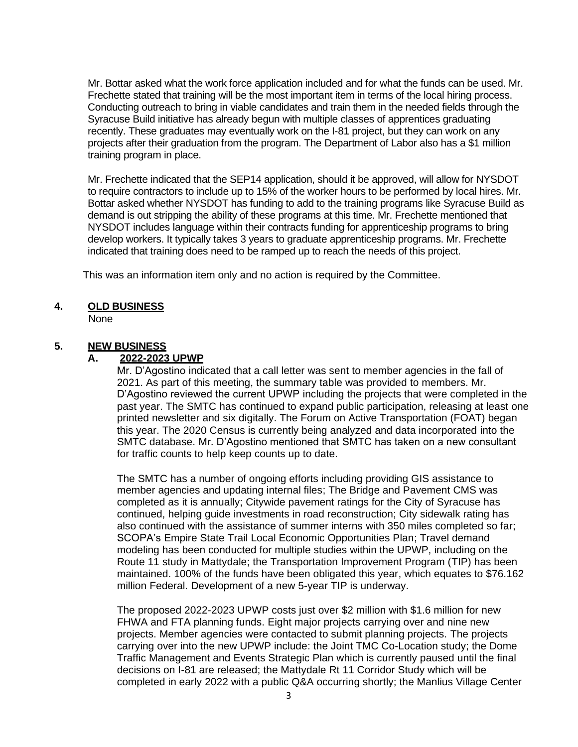Mr. Bottar asked what the work force application included and for what the funds can be used. Mr. Frechette stated that training will be the most important item in terms of the local hiring process. Conducting outreach to bring in viable candidates and train them in the needed fields through the Syracuse Build initiative has already begun with multiple classes of apprentices graduating recently. These graduates may eventually work on the I-81 project, but they can work on any projects after their graduation from the program. The Department of Labor also has a $1 million training program in place.

Mr. Frechette indicated that the SEP14 application, should it be approved, will allow for NYSDOT to require contractors to include up to 15% of the worker hours to be performed by local hires. Mr. Bottar asked whether NYSDOT has funding to add to the training programs like Syracuse Build as demand is out stripping the ability of these programs at this time. Mr. Frechette mentioned that NYSDOT includes language within their contracts funding for apprenticeship programs to bring develop workers. It typically takes 3 years to graduate apprenticeship programs. Mr. Frechette indicated that training does need to be ramped up to reach the needs of this project.

This was an information item only and no action is required by the Committee.

## 4. OLD BUSINESS

None

## 5. NEW BUSINESS

### A. 2022-2023 UPWP

Mr. D'Agostino indicated that a call letter was sent to member agencies in the fall of 2021. As part of this meeting, the summary table was provided to members. Mr. D'Agostino reviewed the current UPWP including the projects that were completed in the past year. The SMTC has continued to expand public participation, releasing at least one printed newsletter and six digitally. The Forum on Active Transportation (FOAT) began this year. The 2020 Census is currently being analyzed and data incorporated into the SMTC database. Mr. D'Agostino mentioned that SMTC has taken on a new consultant for traffic counts to help keep counts up to date.

The SMTC has a number of ongoing efforts including providing GIS assistance to member agencies and updating internal files; The Bridge and Pavement CMS was completed as it is annually; Citywide pavement ratings for the City of Syracuse has continued, helping guide investments in road reconstruction; City sidewalk rating has also continued with the assistance of summer interns with 350 miles completed so far; SCOPA's Empire State Trail Local Economic Opportunities Plan; Travel demand modeling has been conducted for multiple studies within the UPWP, including on the Route 11 study in Mattydale; the Transportation Improvement Program (TIP) has been maintained. 100% of the funds have been obligated this year, which equates to $76.162 million Federal. Development of a new 5-year TIP is underway.

The proposed 2022-2023 UPWP costs just over $2 million with $1.6 million for new FHWA and FTA planning funds. Eight major projects carrying over and nine new projects. Member agencies were contacted to submit planning projects. The projects carrying over into the new UPWP include: the Joint TMC Co-Location study; the Dome Traffic Management and Events Strategic Plan which is currently paused until the final decisions on I-81 are released; the Mattydale Rt 11 Corridor Study which will be completed in early 2022 with a public Q&A occurring shortly; the Manlius Village Center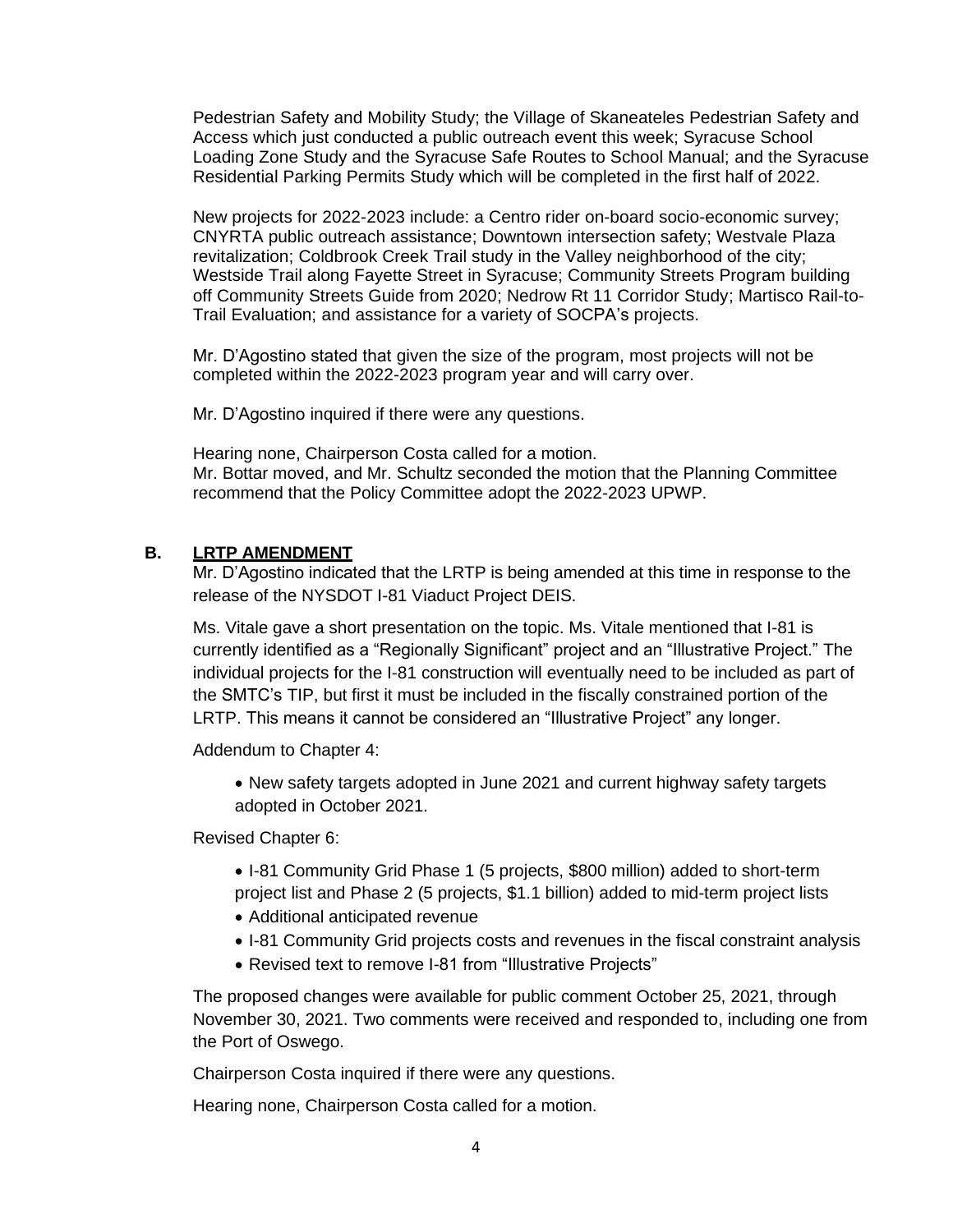Pedestrian Safety and Mobility Study; the Village of Skaneateles Pedestrian Safety and Access which just conducted a public outreach event this week; Syracuse School Loading Zone Study and the Syracuse Safe Routes to School Manual; and the Syracuse Residential Parking Permits Study which will be completed in the first half of 2022.

New projects for 2022-2023 include: a Centro rider on-board socio-economic survey; CNYRTA public outreach assistance; Downtown intersection safety; Westvale Plaza revitalization; Coldbrook Creek Trail study in the Valley neighborhood of the city; Westside Trail along Fayette Street in Syracuse; Community Streets Program building off Community Streets Guide from 2020; Nedrow Rt 11 Corridor Study; Martisco Rail-to-Trail Evaluation; and assistance for a variety of SOCPA's projects.

Mr. D'Agostino stated that given the size of the program, most projects will not be completed within the 2022-2023 program year and will carry over.

Mr. D'Agostino inquired if there were any questions.

Hearing none, Chairperson Costa called for a motion.
Mr. Bottar moved, and Mr. Schultz seconded the motion that the Planning Committee recommend that the Policy Committee adopt the 2022-2023 UPWP.

### B. LRTP AMENDMENT

Mr. D'Agostino indicated that the LRTP is being amended at this time in response to the release of the NYSDOT I-81 Viaduct Project DEIS.

Ms. Vitale gave a short presentation on the topic. Ms. Vitale mentioned that I-81 is currently identified as a "Regionally Significant" project and an "Illustrative Project." The individual projects for the I-81 construction will eventually need to be included as part of the SMTC's TIP, but first it must be included in the fiscally constrained portion of the LRTP. This means it cannot be considered an "Illustrative Project" any longer.

Addendum to Chapter 4:

- New safety targets adopted in June 2021 and current highway safety targets adopted in October 2021.

Revised Chapter 6:

- I-81 Community Grid Phase 1 (5 projects, \$800 million) added to short-term project list and Phase 2 (5 projects, \$1.1 billion) added to mid-term project lists
- Additional anticipated revenue
- I-81 Community Grid projects costs and revenues in the fiscal constraint analysis
- Revised text to remove I-81 from "Illustrative Projects"

The proposed changes were available for public comment October 25, 2021, through November 30, 2021. Two comments were received and responded to, including one from the Port of Oswego.

Chairperson Costa inquired if there were any questions.

Hearing none, Chairperson Costa called for a motion.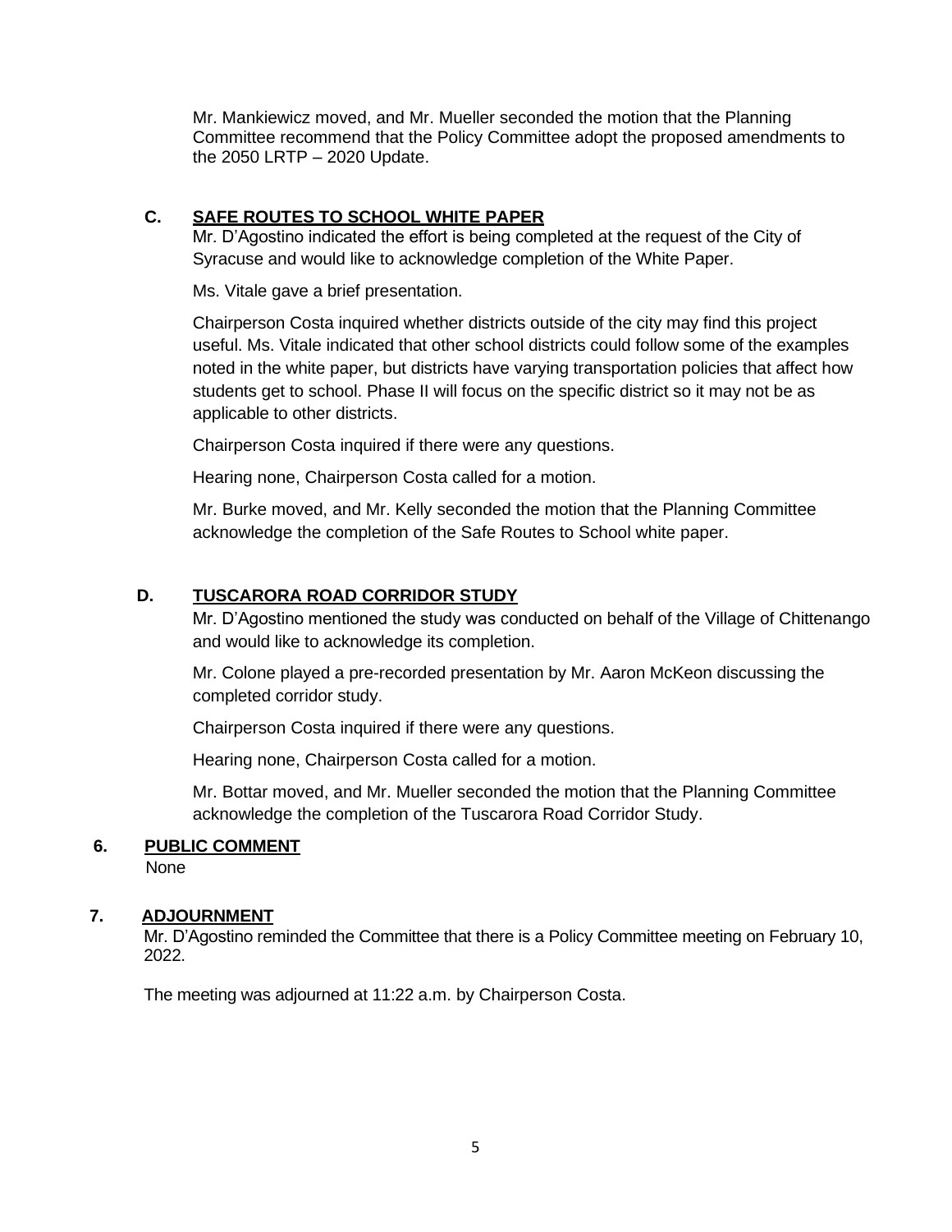Mr. Mankiewicz moved, and Mr. Mueller seconded the motion that the Planning Committee recommend that the Policy Committee adopt the proposed amendments to the 2050 LRTP – 2020 Update.

### C. SAFE ROUTES TO SCHOOL WHITE PAPER

Mr. D'Agostino indicated the effort is being completed at the request of the City of Syracuse and would like to acknowledge completion of the White Paper.

Ms. Vitale gave a brief presentation.

Chairperson Costa inquired whether districts outside of the city may find this project useful. Ms. Vitale indicated that other school districts could follow some of the examples noted in the white paper, but districts have varying transportation policies that affect how students get to school. Phase II will focus on the specific district so it may not be as applicable to other districts.

Chairperson Costa inquired if there were any questions.

Hearing none, Chairperson Costa called for a motion.

Mr. Burke moved, and Mr. Kelly seconded the motion that the Planning Committee acknowledge the completion of the Safe Routes to School white paper.

### D. TUSCARORA ROAD CORRIDOR STUDY

Mr. D'Agostino mentioned the study was conducted on behalf of the Village of Chittenango and would like to acknowledge its completion.

Mr. Colone played a pre-recorded presentation by Mr. Aaron McKeon discussing the completed corridor study.

Chairperson Costa inquired if there were any questions.

Hearing none, Chairperson Costa called for a motion.

Mr. Bottar moved, and Mr. Mueller seconded the motion that the Planning Committee acknowledge the completion of the Tuscarora Road Corridor Study.

## 6. PUBLIC COMMENT

None

## 7. ADJOURNMENT

Mr. D'Agostino reminded the Committee that there is a Policy Committee meeting on February 10, 2022.

The meeting was adjourned at 11:22 a.m. by Chairperson Costa.